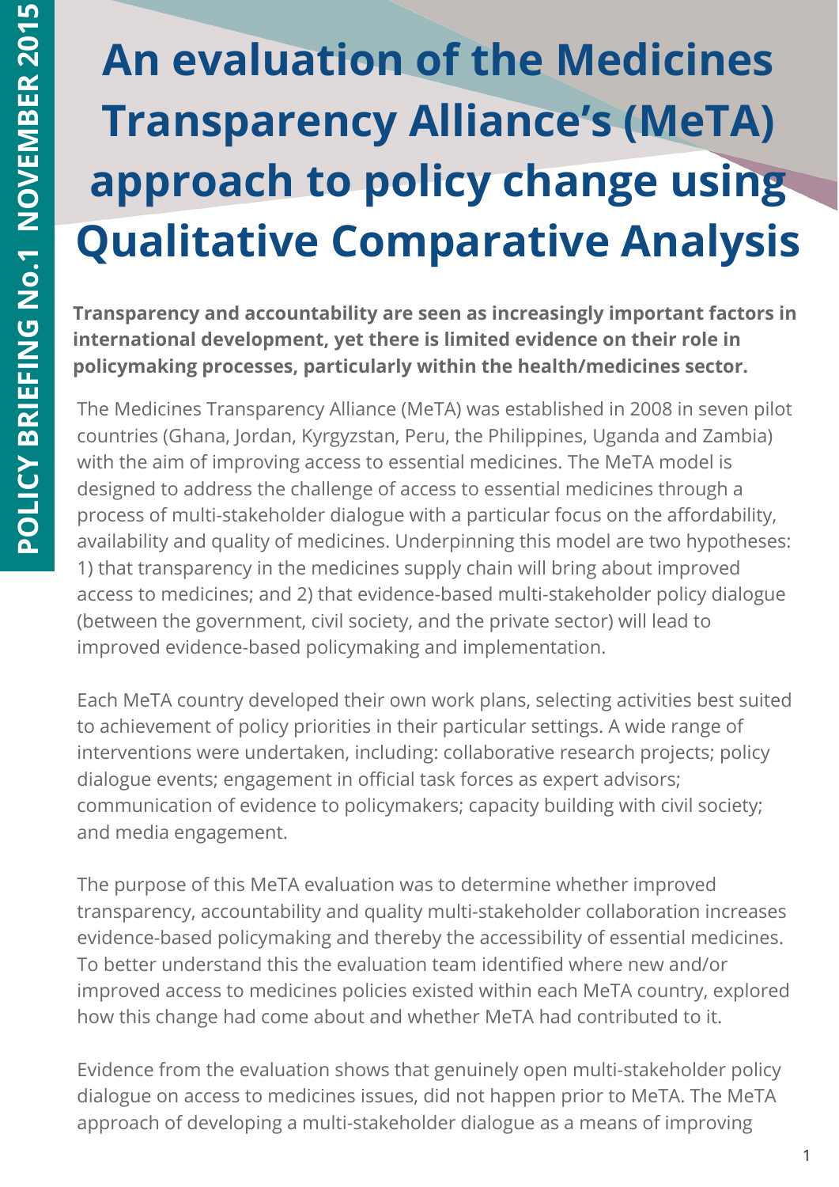POLICY BRIEFING No.1 NOVEMBER 2015

# An evaluation of the Medicines Transparency Alliance's (MeTA) approach to policy change using Qualitative Comparative Analysis

**Transparency and accountability are seen as increasingly important factors in international development, yet there is limited evidence on their role in policymaking processes, particularly within the health/medicines sector.**

The Medicines Transparency Alliance (MeTA) was established in 2008 in seven pilot countries (Ghana, Jordan, Kyrgyzstan, Peru, the Philippines, Uganda and Zambia) with the aim of improving access to essential medicines. The MeTA model is designed to address the challenge of access to essential medicines through a process of multi-stakeholder dialogue with a particular focus on the affordability, availability and quality of medicines. Underpinning this model are two hypotheses: 1) that transparency in the medicines supply chain will bring about improved access to medicines; and 2) that evidence-based multi-stakeholder policy dialogue (between the government, civil society, and the private sector) will lead to improved evidence-based policymaking and implementation.

Each MeTA country developed their own work plans, selecting activities best suited to achievement of policy priorities in their particular settings. A wide range of interventions were undertaken, including: collaborative research projects; policy dialogue events; engagement in official task forces as expert advisors; communication of evidence to policymakers; capacity building with civil society; and media engagement.

The purpose of this MeTA evaluation was to determine whether improved transparency, accountability and quality multi-stakeholder collaboration increases evidence-based policymaking and thereby the accessibility of essential medicines. To better understand this the evaluation team identified where new and/or improved access to medicines policies existed within each MeTA country, explored how this change had come about and whether MeTA had contributed to it.

Evidence from the evaluation shows that genuinely open multi-stakeholder policy dialogue on access to medicines issues, did not happen prior to MeTA. The MeTA approach of developing a multi-stakeholder dialogue as a means of improving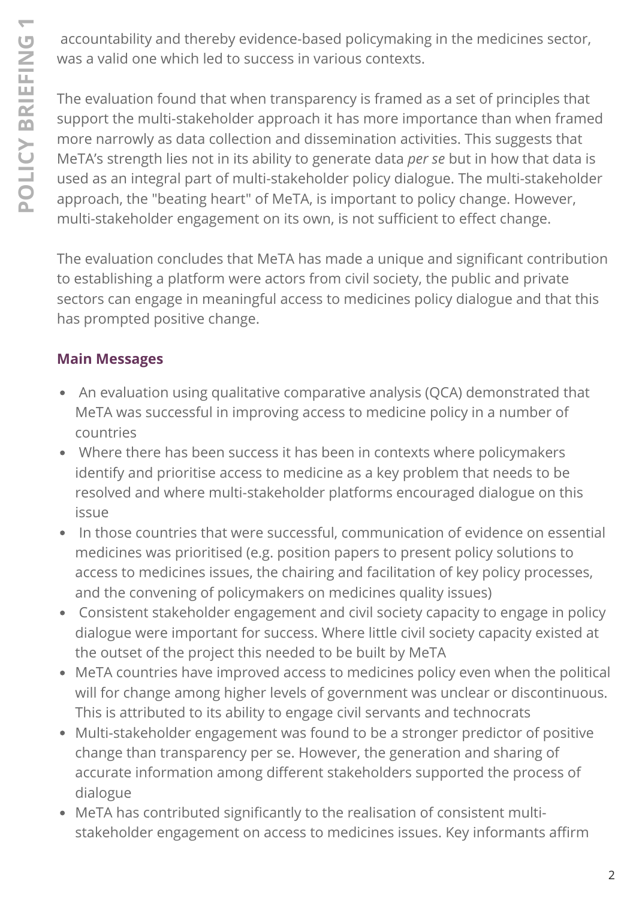accountability and thereby evidence-based policymaking in the medicines sector, was a valid one which led to success in various contexts.

The evaluation found that when transparency is framed as a set of principles that support the multi-stakeholder approach it has more importance than when framed more narrowly as data collection and dissemination activities. This suggests that MeTA's strength lies not in its ability to generate data *per se* but in how that data is used as an integral part of multi-stakeholder policy dialogue. The multi-stakeholder approach, the "beating heart" of MeTA, is important to policy change. However, multi-stakeholder engagement on its own, is not sufficient to effect change.

The evaluation concludes that MeTA has made a unique and significant contribution to establishing a platform were actors from civil society, the public and private sectors can engage in meaningful access to medicines policy dialogue and that this has prompted positive change.

### Main Messages

- An evaluation using qualitative comparative analysis (QCA) demonstrated that MeTA was successful in improving access to medicine policy in a number of countries
- Where there has been success it has been in contexts where policymakers identify and prioritise access to medicine as a key problem that needs to be resolved and where multi-stakeholder platforms encouraged dialogue on this issue
- In those countries that were successful, communication of evidence on essential medicines was prioritised (e.g. position papers to present policy solutions to access to medicines issues, the chairing and facilitation of key policy processes, and the convening of policymakers on medicines quality issues)
- Consistent stakeholder engagement and civil society capacity to engage in policy dialogue were important for success. Where little civil society capacity existed at the outset of the project this needed to be built by MeTA
- MeTA countries have improved access to medicines policy even when the political will for change among higher levels of government was unclear or discontinuous. This is attributed to its ability to engage civil servants and technocrats
- Multi-stakeholder engagement was found to be a stronger predictor of positive change than transparency per se. However, the generation and sharing of accurate information among different stakeholders supported the process of dialogue
- MeTA has contributed significantly to the realisation of consistent multi-stakeholder engagement on access to medicines issues. Key informants affirm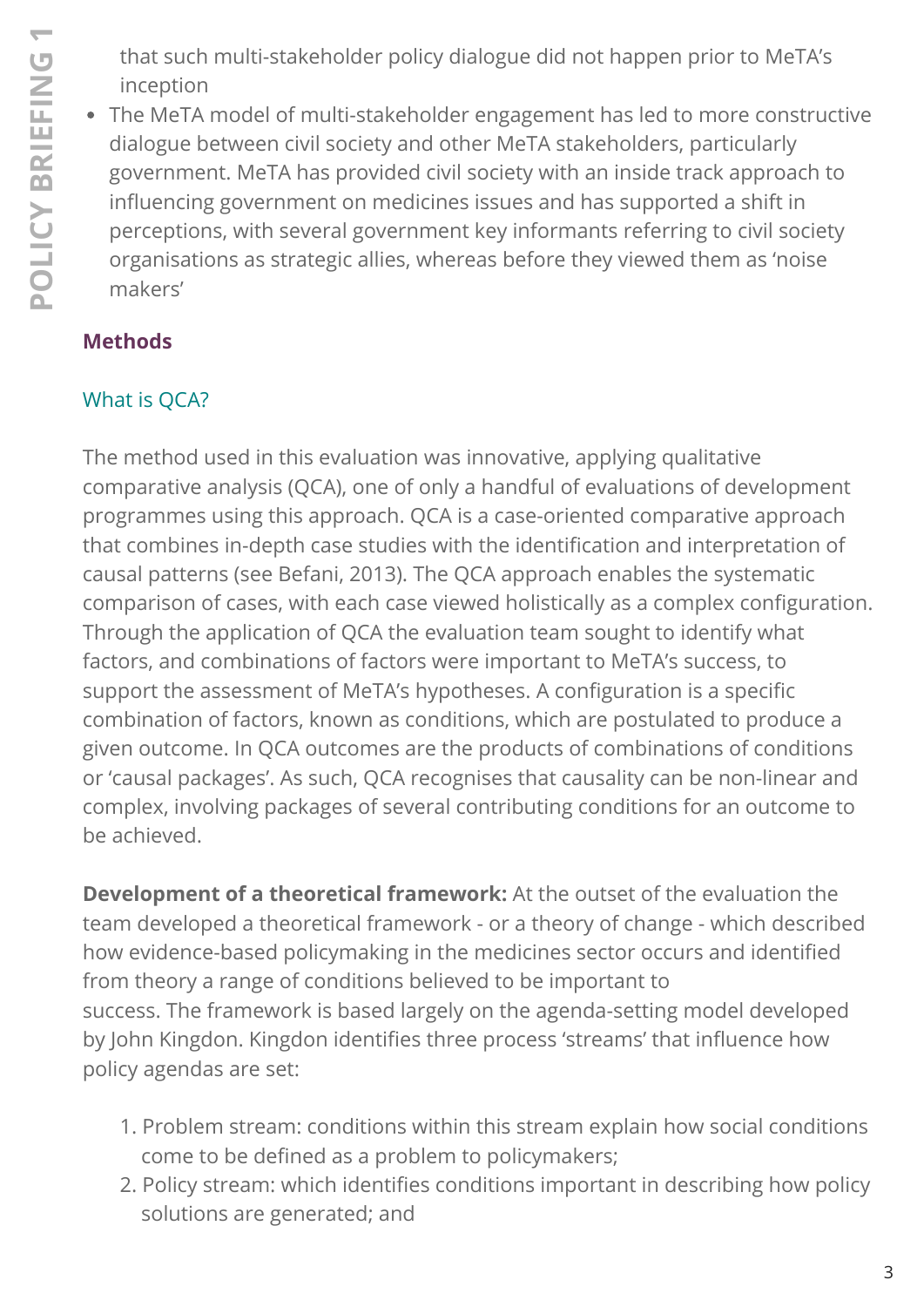that such multi-stakeholder policy dialogue did not happen prior to MeTA's inception

- The MeTA model of multi-stakeholder engagement has led to more constructive dialogue between civil society and other MeTA stakeholders, particularly government. MeTA has provided civil society with an inside track approach to influencing government on medicines issues and has supported a shift in perceptions, with several government key informants referring to civil society organisations as strategic allies, whereas before they viewed them as 'noise makers'

## Methods

### What is QCA?

The method used in this evaluation was innovative, applying qualitative comparative analysis (QCA), one of only a handful of evaluations of development programmes using this approach. QCA is a case-oriented comparative approach that combines in-depth case studies with the identification and interpretation of causal patterns (see Befani, 2013). The QCA approach enables the systematic comparison of cases, with each case viewed holistically as a complex configuration. Through the application of QCA the evaluation team sought to identify what factors, and combinations of factors were important to MeTA's success, to support the assessment of MeTA's hypotheses. A configuration is a specific combination of factors, known as conditions, which are postulated to produce a given outcome. In QCA outcomes are the products of combinations of conditions or 'causal packages'. As such, QCA recognises that causality can be non-linear and complex, involving packages of several contributing conditions for an outcome to be achieved.

**Development of a theoretical framework:** At the outset of the evaluation the team developed a theoretical framework - or a theory of change - which described how evidence-based policymaking in the medicines sector occurs and identified from theory a range of conditions believed to be important to success. The framework is based largely on the agenda-setting model developed by John Kingdon. Kingdon identifies three process 'streams' that influence how policy agendas are set:

1. Problem stream: conditions within this stream explain how social conditions come to be defined as a problem to policymakers;
2. Policy stream: which identifies conditions important in describing how policy solutions are generated; and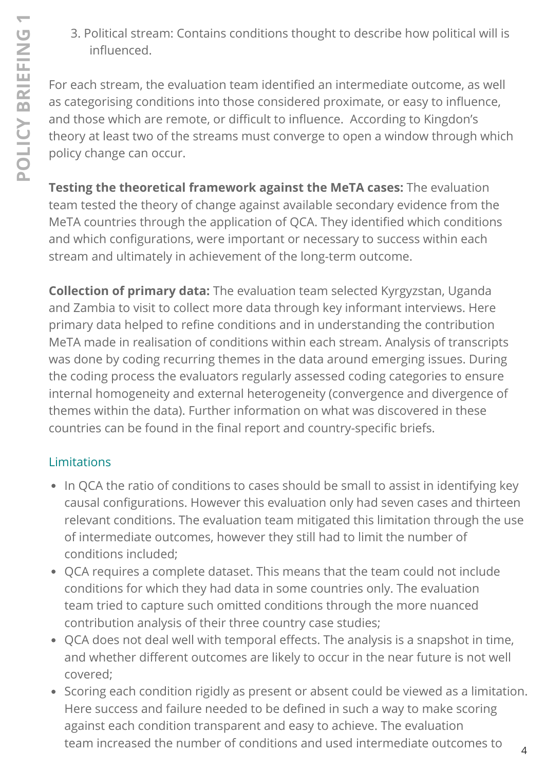3. Political stream: Contains conditions thought to describe how political will is influenced.

For each stream, the evaluation team identified an intermediate outcome, as well as categorising conditions into those considered proximate, or easy to influence, and those which are remote, or difficult to influence.  According to Kingdon's theory at least two of the streams must converge to open a window through which policy change can occur.

**Testing the theoretical framework against the MeTA cases:** The evaluation team tested the theory of change against available secondary evidence from the MeTA countries through the application of QCA. They identified which conditions and which configurations, were important or necessary to success within each stream and ultimately in achievement of the long-term outcome.

**Collection of primary data:** The evaluation team selected Kyrgyzstan, Uganda and Zambia to visit to collect more data through key informant interviews. Here primary data helped to refine conditions and in understanding the contribution MeTA made in realisation of conditions within each stream. Analysis of transcripts was done by coding recurring themes in the data around emerging issues. During the coding process the evaluators regularly assessed coding categories to ensure internal homogeneity and external heterogeneity (convergence and divergence of themes within the data). Further information on what was discovered in these countries can be found in the final report and country-specific briefs.

## Limitations

- In QCA the ratio of conditions to cases should be small to assist in identifying key causal configurations. However this evaluation only had seven cases and thirteen relevant conditions. The evaluation team mitigated this limitation through the use of intermediate outcomes, however they still had to limit the number of conditions included;
- QCA requires a complete dataset. This means that the team could not include conditions for which they had data in some countries only. The evaluation team tried to capture such omitted conditions through the more nuanced contribution analysis of their three country case studies;
- QCA does not deal well with temporal effects. The analysis is a snapshot in time, and whether different outcomes are likely to occur in the near future is not well covered;
- Scoring each condition rigidly as present or absent could be viewed as a limitation. Here success and failure needed to be defined in such a way to make scoring against each condition transparent and easy to achieve. The evaluation team increased the number of conditions and used intermediate outcomes to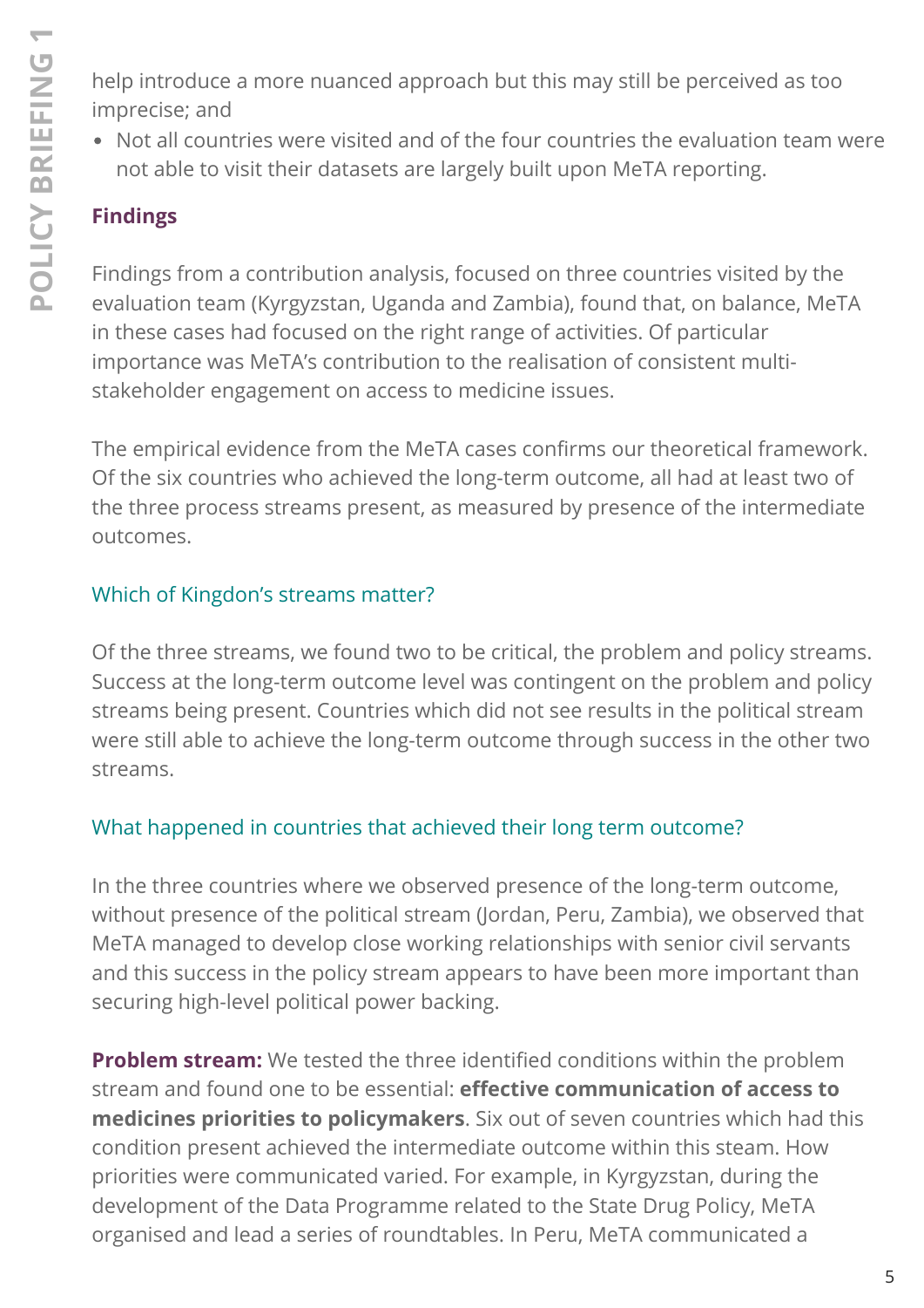help introduce a more nuanced approach but this may still be perceived as too imprecise; and

- Not all countries were visited and of the four countries the evaluation team were not able to visit their datasets are largely built upon MeTA reporting.

## Findings

Findings from a contribution analysis, focused on three countries visited by the evaluation team (Kyrgyzstan, Uganda and Zambia), found that, on balance, MeTA in these cases had focused on the right range of activities. Of particular importance was MeTA's contribution to the realisation of consistent multi-stakeholder engagement on access to medicine issues.

The empirical evidence from the MeTA cases confirms our theoretical framework. Of the six countries who achieved the long-term outcome, all had at least two of the three process streams present, as measured by presence of the intermediate outcomes.

### Which of Kingdon's streams matter?

Of the three streams, we found two to be critical, the problem and policy streams. Success at the long-term outcome level was contingent on the problem and policy streams being present. Countries which did not see results in the political stream were still able to achieve the long-term outcome through success in the other two streams.

### What happened in countries that achieved their long term outcome?

In the three countries where we observed presence of the long-term outcome, without presence of the political stream (Jordan, Peru, Zambia), we observed that MeTA managed to develop close working relationships with senior civil servants and this success in the policy stream appears to have been more important than securing high-level political power backing.

**Problem stream:** We tested the three identified conditions within the problem stream and found one to be essential: **effective communication of access to medicines priorities to policymakers**. Six out of seven countries which had this condition present achieved the intermediate outcome within this steam. How priorities were communicated varied. For example, in Kyrgyzstan, during the development of the Data Programme related to the State Drug Policy, MeTA organised and lead a series of roundtables. In Peru, MeTA communicated a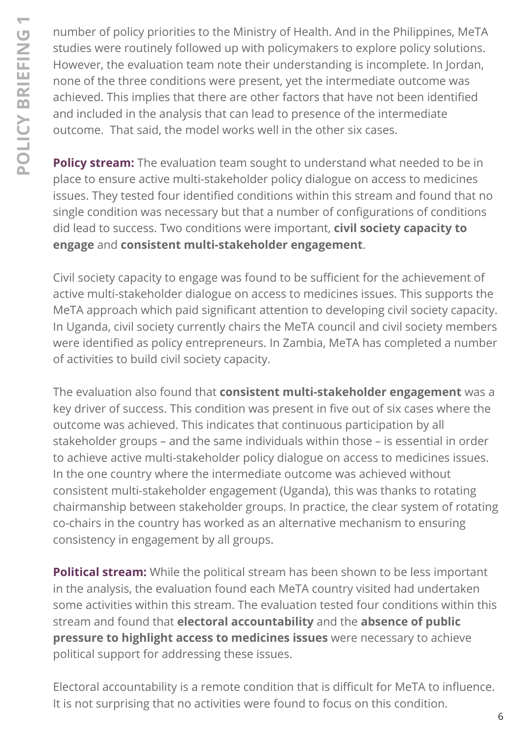number of policy priorities to the Ministry of Health. And in the Philippines, MeTA studies were routinely followed up with policymakers to explore policy solutions. However, the evaluation team note their understanding is incomplete. In Jordan, none of the three conditions were present, yet the intermediate outcome was achieved. This implies that there are other factors that have not been identified and included in the analysis that can lead to presence of the intermediate outcome. That said, the model works well in the other six cases.

**Policy stream:** The evaluation team sought to understand what needed to be in place to ensure active multi-stakeholder policy dialogue on access to medicines issues. They tested four identified conditions within this stream and found that no single condition was necessary but that a number of configurations of conditions did lead to success. Two conditions were important, **civil society capacity to engage** and **consistent multi-stakeholder engagement**.

Civil society capacity to engage was found to be sufficient for the achievement of active multi-stakeholder dialogue on access to medicines issues. This supports the MeTA approach which paid significant attention to developing civil society capacity. In Uganda, civil society currently chairs the MeTA council and civil society members were identified as policy entrepreneurs. In Zambia, MeTA has completed a number of activities to build civil society capacity.

The evaluation also found that **consistent multi-stakeholder engagement** was a key driver of success. This condition was present in five out of six cases where the outcome was achieved. This indicates that continuous participation by all stakeholder groups – and the same individuals within those – is essential in order to achieve active multi-stakeholder policy dialogue on access to medicines issues. In the one country where the intermediate outcome was achieved without consistent multi-stakeholder engagement (Uganda), this was thanks to rotating chairmanship between stakeholder groups. In practice, the clear system of rotating co-chairs in the country has worked as an alternative mechanism to ensuring consistency in engagement by all groups.

**Political stream:** While the political stream has been shown to be less important in the analysis, the evaluation found each MeTA country visited had undertaken some activities within this stream. The evaluation tested four conditions within this stream and found that **electoral accountability** and the **absence of public pressure to highlight access to medicines issues** were necessary to achieve political support for addressing these issues.

Electoral accountability is a remote condition that is difficult for MeTA to influence. It is not surprising that no activities were found to focus on this condition.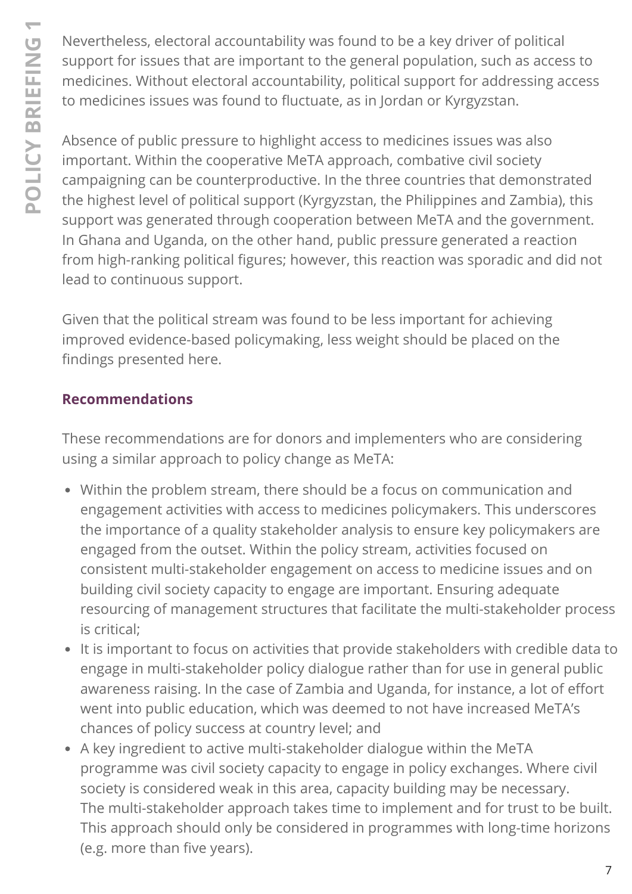Nevertheless, electoral accountability was found to be a key driver of political support for issues that are important to the general population, such as access to medicines. Without electoral accountability, political support for addressing access to medicines issues was found to fluctuate, as in Jordan or Kyrgyzstan.

Absence of public pressure to highlight access to medicines issues was also important. Within the cooperative MeTA approach, combative civil society campaigning can be counterproductive. In the three countries that demonstrated the highest level of political support (Kyrgyzstan, the Philippines and Zambia), this support was generated through cooperation between MeTA and the government. In Ghana and Uganda, on the other hand, public pressure generated a reaction from high-ranking political figures; however, this reaction was sporadic and did not lead to continuous support.

Given that the political stream was found to be less important for achieving improved evidence-based policymaking, less weight should be placed on the findings presented here.

### Recommendations

These recommendations are for donors and implementers who are considering using a similar approach to policy change as MeTA:

- Within the problem stream, there should be a focus on communication and engagement activities with access to medicines policymakers. This underscores the importance of a quality stakeholder analysis to ensure key policymakers are engaged from the outset. Within the policy stream, activities focused on consistent multi-stakeholder engagement on access to medicine issues and on building civil society capacity to engage are important. Ensuring adequate resourcing of management structures that facilitate the multi-stakeholder process is critical;
- It is important to focus on activities that provide stakeholders with credible data to engage in multi-stakeholder policy dialogue rather than for use in general public awareness raising. In the case of Zambia and Uganda, for instance, a lot of effort went into public education, which was deemed to not have increased MeTA's chances of policy success at country level; and
- A key ingredient to active multi-stakeholder dialogue within the MeTA programme was civil society capacity to engage in policy exchanges. Where civil society is considered weak in this area, capacity building may be necessary. The multi-stakeholder approach takes time to implement and for trust to be built. This approach should only be considered in programmes with long-time horizons (e.g. more than five years).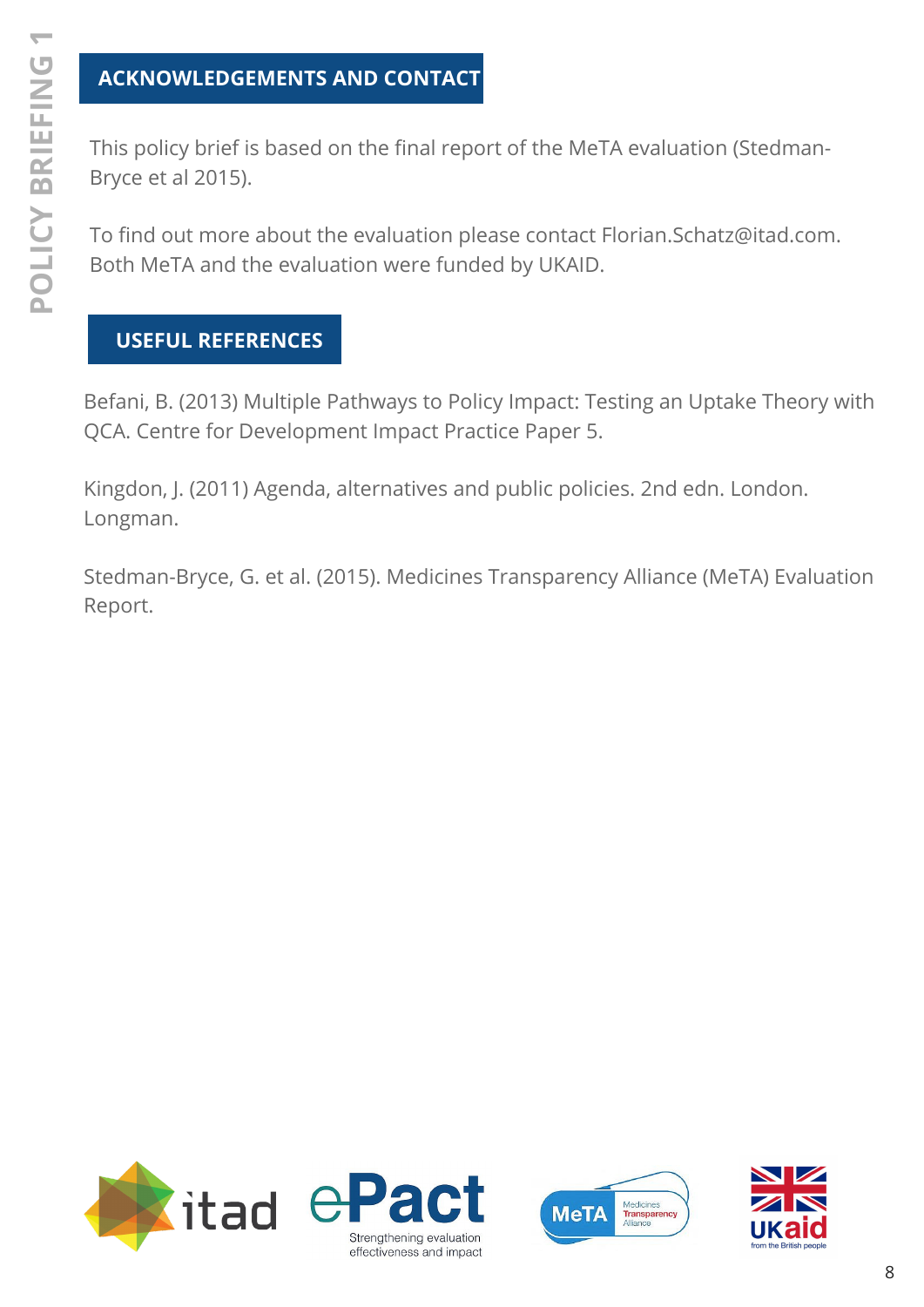## ACKNOWLEDGEMENTS AND CONTACT

This policy brief is based on the final report of the MeTA evaluation (Stedman-Bryce et al 2015).

To find out more about the evaluation please contact Florian.Schatz@itad.com. Both MeTA and the evaluation were funded by UKAID.

## USEFUL REFERENCES

Befani, B. (2013) Multiple Pathways to Policy Impact: Testing an Uptake Theory with QCA. Centre for Development Impact Practice Paper 5.

Kingdon, J. (2011) Agenda, alternatives and public policies. 2nd edn. London. Longman.

Stedman-Bryce, G. et al. (2015). Medicines Transparency Alliance (MeTA) Evaluation Report.